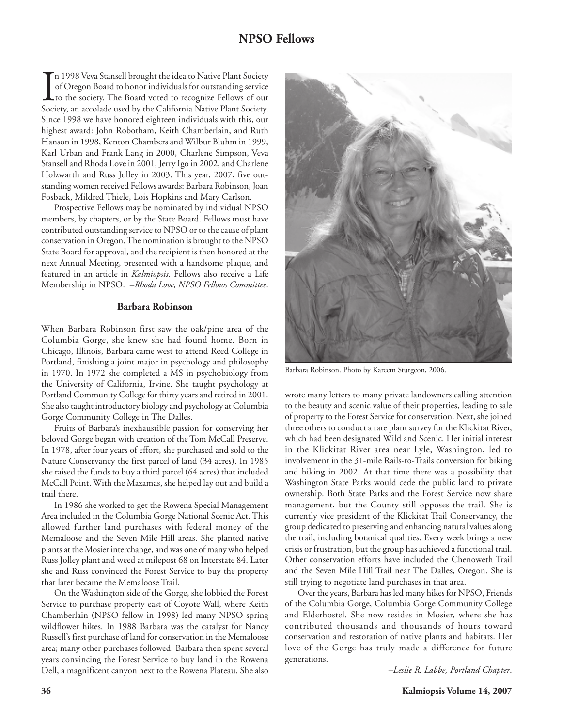# NPSO Fellows

In 1998 Veva Stansell brought the idea to Native Plant Society of Oregon Board to honor individuals for outstanding service to the society. The Board voted to recognize Fellows of our Society, an accolade used by the California Native Plant Society. Since 1998 we have honored eighteen individuals with this, our highest award: John Robotham, Keith Chamberlain, and Ruth Hanson in 1998, Kenton Chambers and Wilbur Bluhm in 1999, Karl Urban and Frank Lang in 2000, Charlene Simpson, Veva Stansell and Rhoda Love in 2001, Jerry Igo in 2002, and Charlene Holzwarth and Russ Jolley in 2003. This year, 2007, five outstanding women received Fellows awards: Barbara Robinson, Joan Fosback, Mildred Thiele, Lois Hopkins and Mary Carlson.

Prospective Fellows may be nominated by individual NPSO members, by chapters, or by the State Board. Fellows must have contributed outstanding service to NPSO or to the cause of plant conservation in Oregon. The nomination is brought to the NPSO State Board for approval, and the recipient is then honored at the next Annual Meeting, presented with a handsome plaque, and featured in an article in *Kalmiopsis*. Fellows also receive a Life Membership in NPSO. *–Rhoda Love, NPSO Fellows Committee*.

## Barbara Robinson

When Barbara Robinson first saw the oak/pine area of the Columbia Gorge, she knew she had found home. Born in Chicago, Illinois, Barbara came west to attend Reed College in Portland, finishing a joint major in psychology and philosophy in 1970. In 1972 she completed a MS in psychobiology from the University of California, Irvine. She taught psychology at Portland Community College for thirty years and retired in 2001. She also taught introductory biology and psychology at Columbia Gorge Community College in The Dalles.

Fruits of Barbara's inexhaustible passion for conserving her beloved Gorge began with creation of the Tom McCall Preserve. In 1978, after four years of effort, she purchased and sold to the Nature Conservancy the first parcel of land (34 acres). In 1985 she raised the funds to buy a third parcel (64 acres) that included McCall Point. With the Mazamas, she helped lay out and build a trail there.

In 1986 she worked to get the Rowena Special Management Area included in the Columbia Gorge National Scenic Act. This allowed further land purchases with federal money of the Memaloose and the Seven Mile Hill areas. She planted native plants at the Mosier interchange, and was one of many who helped Russ Jolley plant and weed at milepost 68 on Interstate 84. Later she and Russ convinced the Forest Service to buy the property that later became the Memaloose Trail.

On the Washington side of the Gorge, she lobbied the Forest Service to purchase property east of Coyote Wall, where Keith Chamberlain (NPSO fellow in 1998) led many NPSO spring wildflower hikes. In 1988 Barbara was the catalyst for Nancy Russell's first purchase of land for conservation in the Memaloose area; many other purchases followed. Barbara then spent several years convincing the Forest Service to buy land in the Rowena Dell, a magnificent canyon next to the Rowena Plateau. She also wrote many letters to many private landowners calling attention to the beauty and scenic value of their properties, leading to sale of property to the Forest Service for conservation. Next, she joined three others to conduct a rare plant survey for the Klickitat River, which had been designated Wild and Scenic. Her initial interest in the Klickitat River area near Lyle, Washington, led to involvement in the 31-mile Rails-to-Trails conversion for biking and hiking in 2002. At that time there was a possibility that Washington State Parks would cede the public land to private ownership. Both State Parks and the Forest Service now share management, but the County still opposes the trail. She is currently vice president of the Klickitat Trail Conservancy, the group dedicated to preserving and enhancing natural values along the trail, including botanical qualities. Every week brings a new crisis or frustration, but the group has achieved a functional trail. Other conservation efforts have included the Chenoweth Trail and the Seven Mile Hill Trail near The Dalles, Oregon. She is still trying to negotiate land purchases in that area.

Barbara Robinson. Photo by Kareem Sturgeon, 2006.

Over the years, Barbara has led many hikes for NPSO, Friends of the Columbia Gorge, Columbia Gorge Community College and Elderhostel. She now resides in Mosier, where she has contributed thousands and thousands of hours toward conservation and restoration of native plants and habitats. Her love of the Gorge has truly made a difference for future generations.

*–Leslie R. Labbe, Portland Chapter*.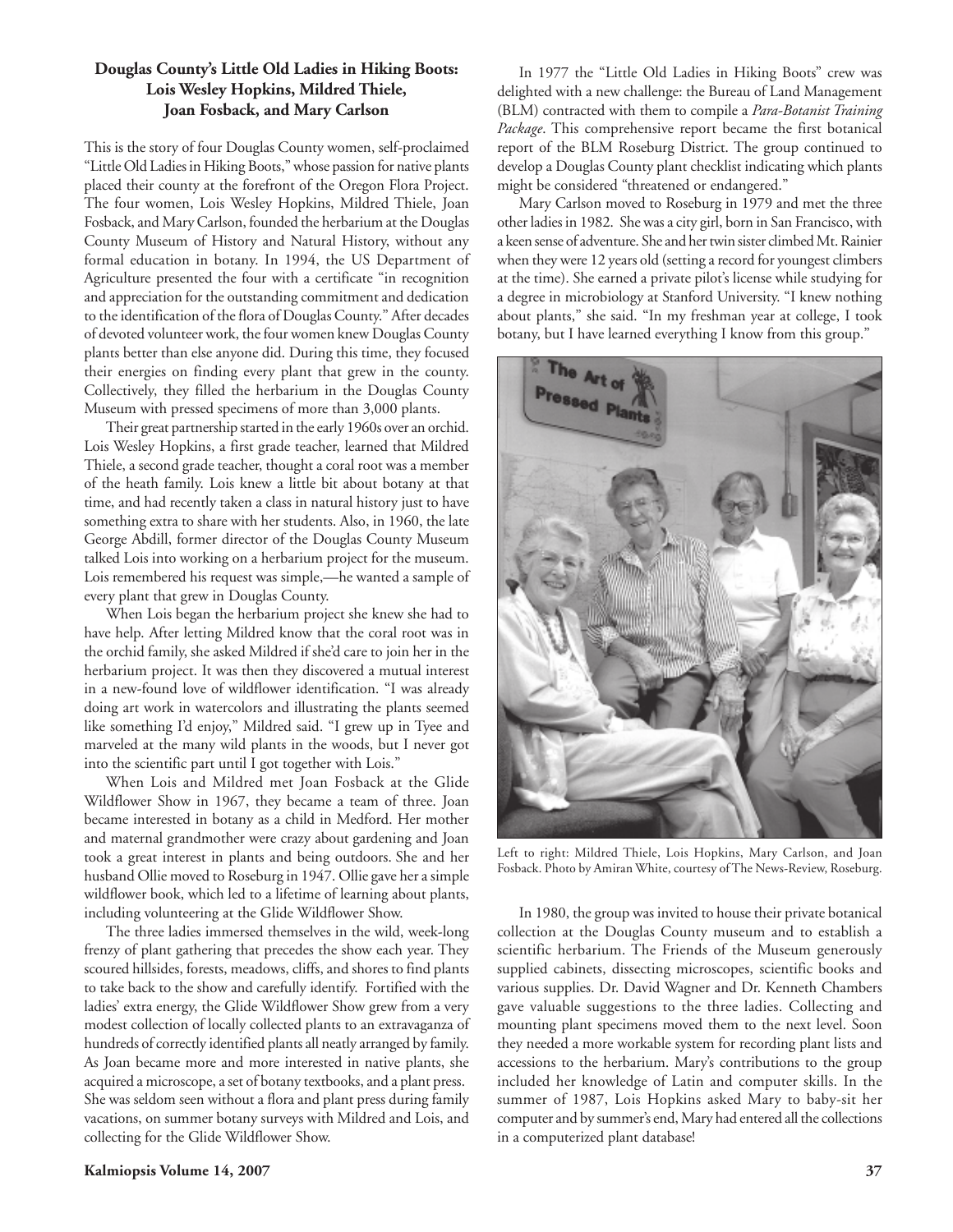### Douglas County's Little Old Ladies in Hiking Boots: Lois Wesley Hopkins, Mildred Thiele, Joan Fosback, and Mary Carlson

This is the story of four Douglas County women, self-proclaimed "Little Old Ladies in Hiking Boots," whose passion for native plants placed their county at the forefront of the Oregon Flora Project. The four women, Lois Wesley Hopkins, Mildred Thiele, Joan Fosback, and Mary Carlson, founded the herbarium at the Douglas County Museum of History and Natural History, without any formal education in botany. In 1994, the US Department of Agriculture presented the four with a certificate "in recognition and appreciation for the outstanding commitment and dedication to the identification of the flora of Douglas County." After decades of devoted volunteer work, the four women knew Douglas County plants better than else anyone did. During this time, they focused their energies on finding every plant that grew in the county. Collectively, they filled the herbarium in the Douglas County Museum with pressed specimens of more than 3,000 plants.

Their great partnership started in the early 1960s over an orchid. Lois Wesley Hopkins, a first grade teacher, learned that Mildred Thiele, a second grade teacher, thought a coral root was a member of the heath family. Lois knew a little bit about botany at that time, and had recently taken a class in natural history just to have something extra to share with her students. Also, in 1960, the late George Abdill, former director of the Douglas County Museum talked Lois into working on a herbarium project for the museum. Lois remembered his request was simple,—he wanted a sample of every plant that grew in Douglas County.

When Lois began the herbarium project she knew she had to have help. After letting Mildred know that the coral root was in the orchid family, she asked Mildred if she'd care to join her in the herbarium project. It was then they discovered a mutual interest in a new-found love of wildflower identification. "I was already doing art work in watercolors and illustrating the plants seemed like something I'd enjoy," Mildred said. "I grew up in Tyee and marveled at the many wild plants in the woods, but I never got into the scientific part until I got together with Lois."

When Lois and Mildred met Joan Fosback at the Glide Wildflower Show in 1967, they became a team of three. Joan became interested in botany as a child in Medford. Her mother and maternal grandmother were crazy about gardening and Joan took a great interest in plants and being outdoors. She and her husband Ollie moved to Roseburg in 1947. Ollie gave her a simple wildflower book, which led to a lifetime of learning about plants, including volunteering at the Glide Wildflower Show.

The three ladies immersed themselves in the wild, week-long frenzy of plant gathering that precedes the show each year. They scoured hillsides, forests, meadows, cliffs, and shores to find plants to take back to the show and carefully identify. Fortified with the ladies' extra energy, the Glide Wildflower Show grew from a very modest collection of locally collected plants to an extravaganza of hundreds of correctly identified plants all neatly arranged by family. As Joan became more and more interested in native plants, she acquired a microscope, a set of botany textbooks, and a plant press. She was seldom seen without a flora and plant press during family vacations, on summer botany surveys with Mildred and Lois, and collecting for the Glide Wildflower Show.

In 1977 the "Little Old Ladies in Hiking Boots" crew was delighted with a new challenge: the Bureau of Land Management (BLM) contracted with them to compile a *Para-Botanist Training Package*. This comprehensive report became the first botanical report of the BLM Roseburg District. The group continued to develop a Douglas County plant checklist indicating which plants might be considered "threatened or endangered."

Mary Carlson moved to Roseburg in 1979 and met the three other ladies in 1982. She was a city girl, born in San Francisco, with a keen sense of adventure. She and her twin sister climbed Mt. Rainier when they were 12 years old (setting a record for youngest climbers at the time). She earned a private pilot's license while studying for a degree in microbiology at Stanford University. "I knew nothing about plants," she said. "In my freshman year at college, I took botany, but I have learned everything I know from this group."

Left to right: Mildred Thiele, Lois Hopkins, Mary Carlson, and Joan Fosback. Photo by Amiran White, courtesy of The News-Review, Roseburg.

In 1980, the group was invited to house their private botanical collection at the Douglas County museum and to establish a scientific herbarium. The Friends of the Museum generously supplied cabinets, dissecting microscopes, scientific books and various supplies. Dr. David Wagner and Dr. Kenneth Chambers gave valuable suggestions to the three ladies. Collecting and mounting plant specimens moved them to the next level. Soon they needed a more workable system for recording plant lists and accessions to the herbarium. Mary's contributions to the group included her knowledge of Latin and computer skills. In the summer of 1987, Lois Hopkins asked Mary to baby-sit her computer and by summer's end, Mary had entered all the collections in a computerized plant database!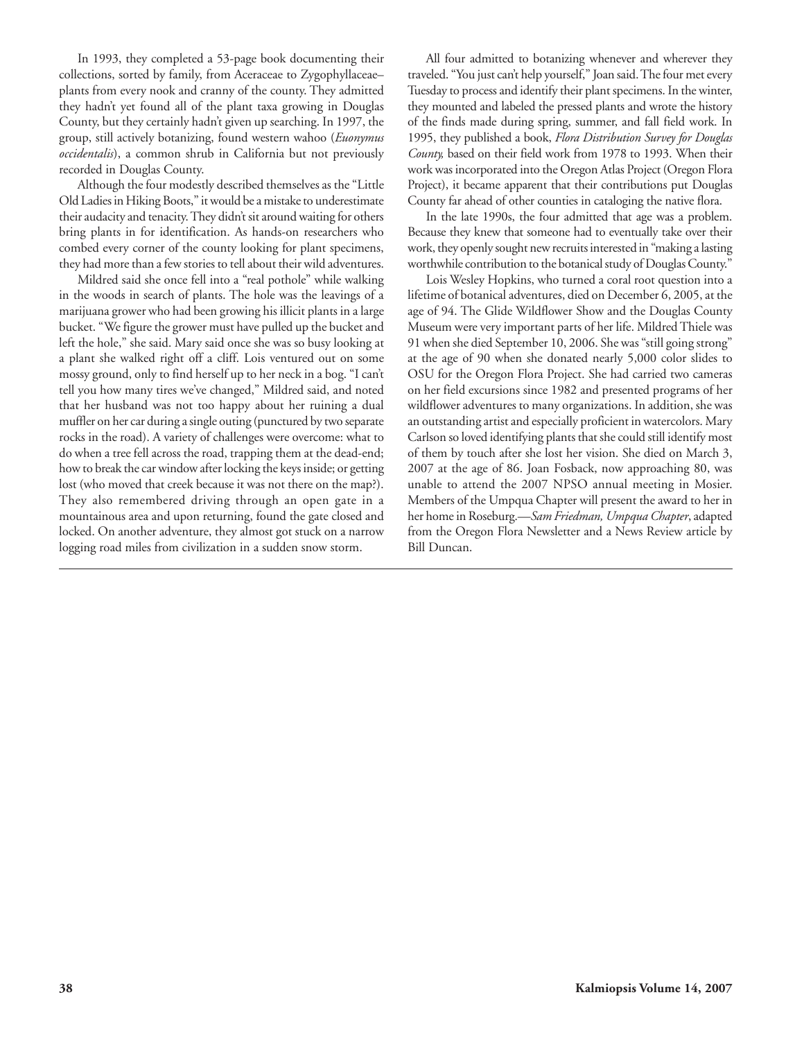In 1993, they completed a 53-page book documenting their collections, sorted by family, from Aceraceae to Zygophyllaceae–plants from every nook and cranny of the county. They admitted they hadn't yet found all of the plant taxa growing in Douglas County, but they certainly hadn't given up searching. In 1997, the group, still actively botanizing, found western wahoo (*Euonymus occidentalis*), a common shrub in California but not previously recorded in Douglas County.

Although the four modestly described themselves as the "Little Old Ladies in Hiking Boots," it would be a mistake to underestimate their audacity and tenacity. They didn't sit around waiting for others bring plants in for identification. As hands-on researchers who combed every corner of the county looking for plant specimens, they had more than a few stories to tell about their wild adventures.

Mildred said she once fell into a "real pothole" while walking in the woods in search of plants. The hole was the leavings of a marijuana grower who had been growing his illicit plants in a large bucket. "We figure the grower must have pulled up the bucket and left the hole," she said. Mary said once she was so busy looking at a plant she walked right off a cliff. Lois ventured out on some mossy ground, only to find herself up to her neck in a bog. "I can't tell you how many tires we've changed," Mildred said, and noted that her husband was not too happy about her ruining a dual muffler on her car during a single outing (punctured by two separate rocks in the road). A variety of challenges were overcome: what to do when a tree fell across the road, trapping them at the dead-end; how to break the car window after locking the keys inside; or getting lost (who moved that creek because it was not there on the map?). They also remembered driving through an open gate in a mountainous area and upon returning, found the gate closed and locked. On another adventure, they almost got stuck on a narrow logging road miles from civilization in a sudden snow storm.

All four admitted to botanizing whenever and wherever they traveled. "You just can't help yourself," Joan said. The four met every Tuesday to process and identify their plant specimens. In the winter, they mounted and labeled the pressed plants and wrote the history of the finds made during spring, summer, and fall field work. In 1995, they published a book, *Flora Distribution Survey for Douglas County,* based on their field work from 1978 to 1993. When their work was incorporated into the Oregon Atlas Project (Oregon Flora Project), it became apparent that their contributions put Douglas County far ahead of other counties in cataloging the native flora.

In the late 1990s, the four admitted that age was a problem. Because they knew that someone had to eventually take over their work, they openly sought new recruits interested in "making a lasting worthwhile contribution to the botanical study of Douglas County."

Lois Wesley Hopkins, who turned a coral root question into a lifetime of botanical adventures, died on December 6, 2005, at the age of 94. The Glide Wildflower Show and the Douglas County Museum were very important parts of her life. Mildred Thiele was 91 when she died September 10, 2006. She was "still going strong" at the age of 90 when she donated nearly 5,000 color slides to OSU for the Oregon Flora Project. She had carried two cameras on her field excursions since 1982 and presented programs of her wildflower adventures to many organizations. In addition, she was an outstanding artist and especially proficient in watercolors. Mary Carlson so loved identifying plants that she could still identify most of them by touch after she lost her vision. She died on March 3, 2007 at the age of 86. Joan Fosback, now approaching 80, was unable to attend the 2007 NPSO annual meeting in Mosier. Members of the Umpqua Chapter will present the award to her in her home in Roseburg.—*Sam Friedman, Umpqua Chapter*, adapted from the Oregon Flora Newsletter and a News Review article by Bill Duncan.